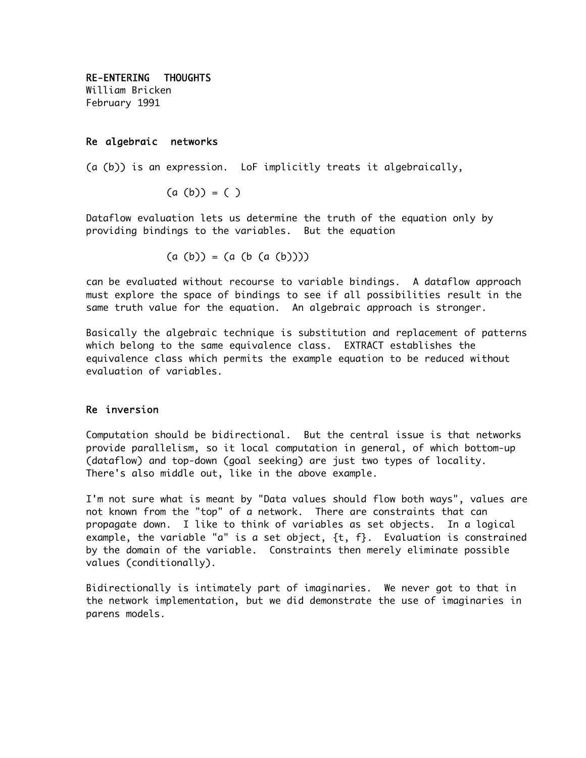# RE-ENTERING THOUGHTS

William Bricken
February 1991

## Re algebraic networks

(a (b)) is an expression. LoF implicitly treats it algebraically,

(a (b)) = ( )

Dataflow evaluation lets us determine the truth of the equation only by providing bindings to the variables. But the equation

(a (b)) = (a (b (a (b))))

can be evaluated without recourse to variable bindings. A dataflow approach must explore the space of bindings to see if all possibilities result in the same truth value for the equation. An algebraic approach is stronger.

Basically the algebraic technique is substitution and replacement of patterns which belong to the same equivalence class. EXTRACT establishes the equivalence class which permits the example equation to be reduced without evaluation of variables.

## Re inversion

Computation should be bidirectional. But the central issue is that networks provide parallelism, so it local computation in general, of which bottom-up (dataflow) and top-down (goal seeking) are just two types of locality. There's also middle out, like in the above example.

I'm not sure what is meant by "Data values should flow both ways", values are not known from the "top" of a network. There are constraints that can propagate down. I like to think of variables as set objects. In a logical example, the variable "a" is a set object, {t, f}. Evaluation is constrained by the domain of the variable. Constraints then merely eliminate possible values (conditionally).

Bidirectionally is intimately part of imaginaries. We never got to that in the network implementation, but we did demonstrate the use of imaginaries in parens models.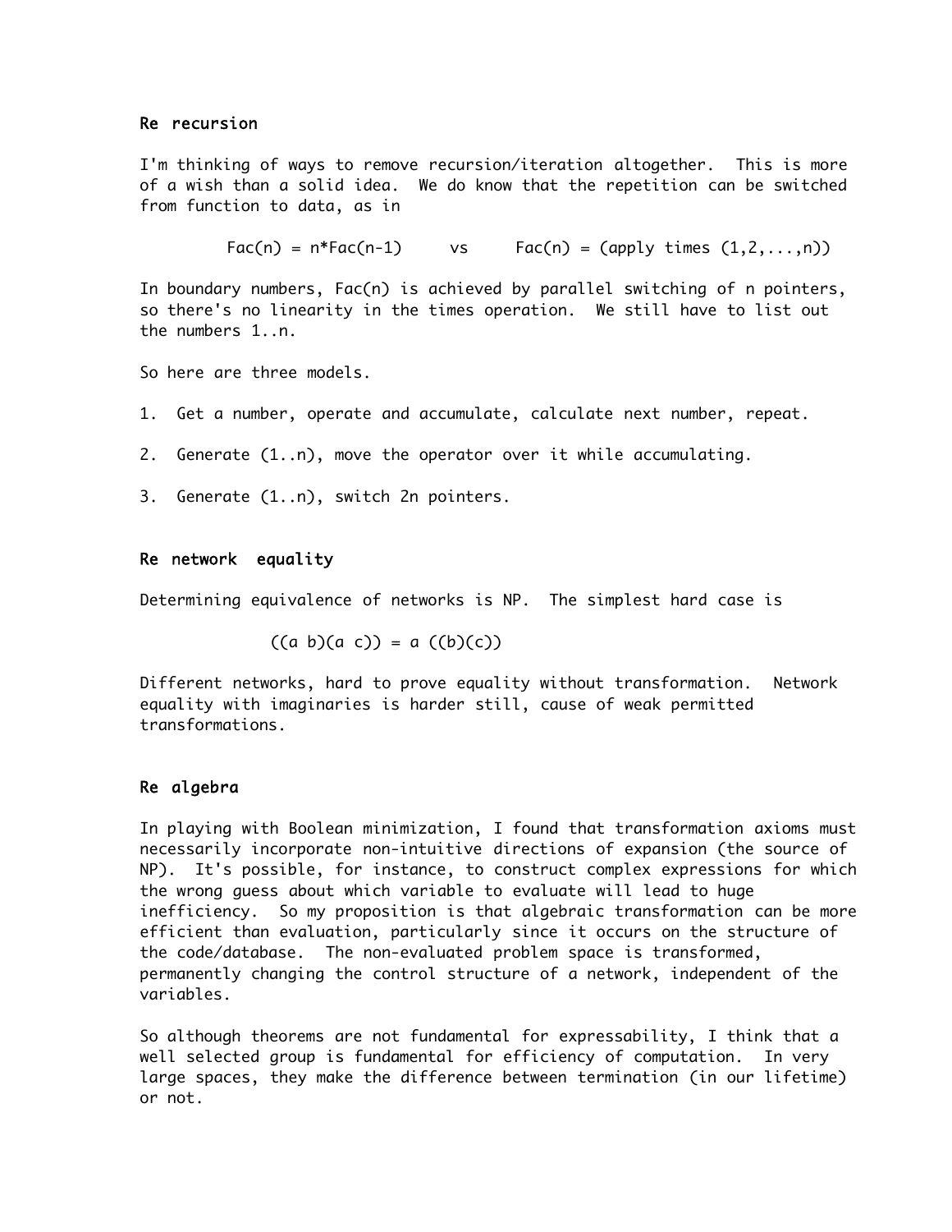## Re recursion

I'm thinking of ways to remove recursion/iteration altogether. This is more of a wish than a solid idea. We do know that the repetition can be switched from function to data, as in

```
Fac(n) = n*Fac(n-1)     vs     Fac(n) = (apply times (1,2,...,n))
```

In boundary numbers, Fac(n) is achieved by parallel switching of n pointers, so there's no linearity in the times operation. We still have to list out the numbers 1..n.

So here are three models.

1. Get a number, operate and accumulate, calculate next number, repeat.

2. Generate (1..n), move the operator over it while accumulating.

3. Generate (1..n), switch 2n pointers.

## Re network equality

Determining equivalence of networks is NP. The simplest hard case is

```
((a b)(a c)) = a ((b)(c))
```

Different networks, hard to prove equality without transformation. Network equality with imaginaries is harder still, cause of weak permitted transformations.

## Re algebra

In playing with Boolean minimization, I found that transformation axioms must necessarily incorporate non-intuitive directions of expansion (the source of NP). It's possible, for instance, to construct complex expressions for which the wrong guess about which variable to evaluate will lead to huge inefficiency. So my proposition is that algebraic transformation can be more efficient than evaluation, particularly since it occurs on the structure of the code/database. The non-evaluated problem space is transformed, permanently changing the control structure of a network, independent of the variables.

So although theorems are not fundamental for expressability, I think that a well selected group is fundamental for efficiency of computation. In very large spaces, they make the difference between termination (in our lifetime) or not.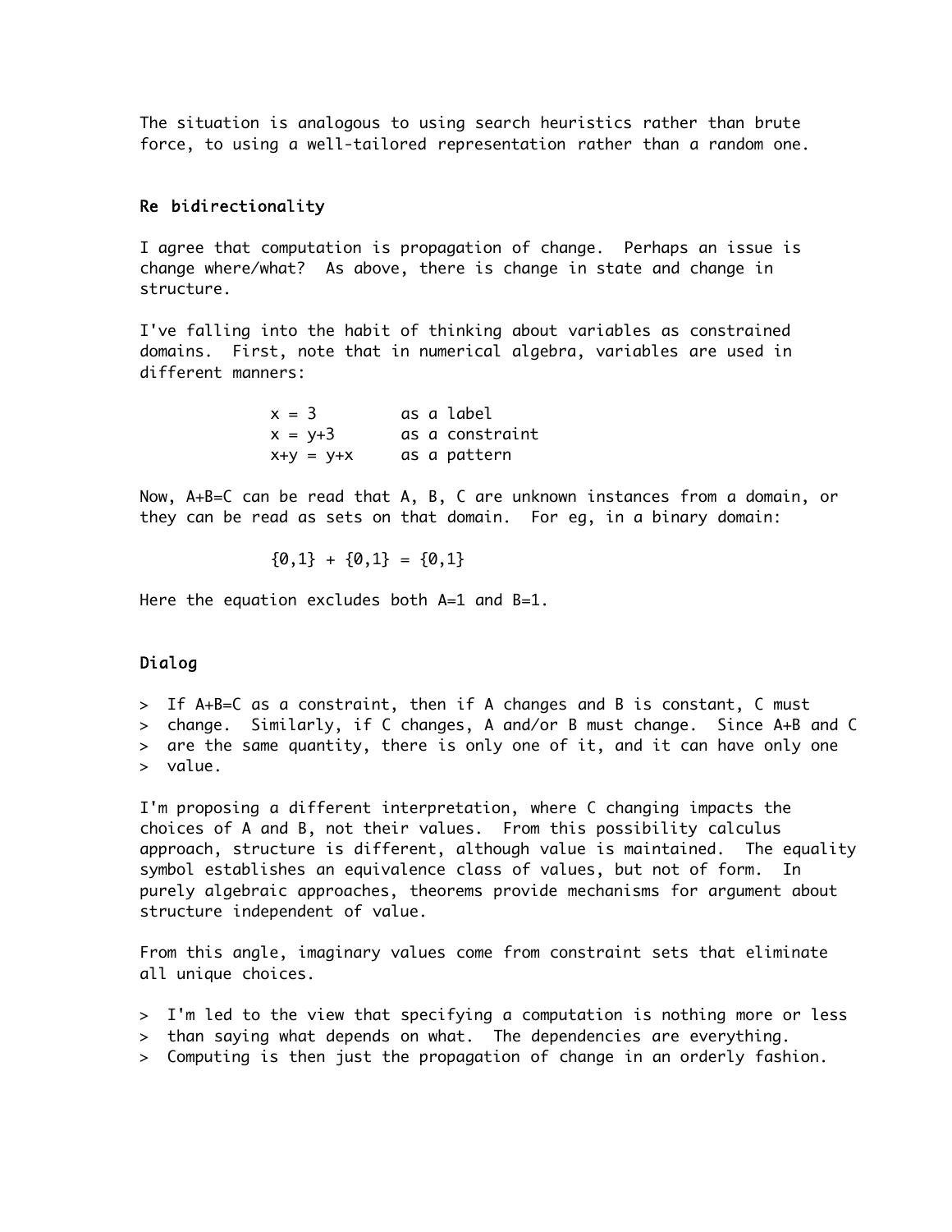The situation is analogous to using search heuristics rather than brute force, to using a well-tailored representation rather than a random one.

## Re bidirectionality

I agree that computation is propagation of change. Perhaps an issue is change where/what? As above, there is change in state and change in structure.

I've falling into the habit of thinking about variables as constrained domains. First, note that in numerical algebra, variables are used in different manners:

| | |
|---|---|
| $x = 3$ | as a label |
| $x = y+3$ | as a constraint |
| $x+y = y+x$ | as a pattern |

Now, A+B=C can be read that A, B, C are unknown instances from a domain, or they can be read as sets on that domain. For eg, in a binary domain:

$$\{0,1\} + \{0,1\} = \{0,1\}$$

Here the equation excludes both A=1 and B=1.

## Dialog

> If A+B=C as a constraint, then if A changes and B is constant, C must change. Similarly, if C changes, A and/or B must change. Since A+B and C are the same quantity, there is only one of it, and it can have only one value.

I'm proposing a different interpretation, where C changing impacts the choices of A and B, not their values. From this possibility calculus approach, structure is different, although value is maintained. The equality symbol establishes an equivalence class of values, but not of form. In purely algebraic approaches, theorems provide mechanisms for argument about structure independent of value.

From this angle, imaginary values come from constraint sets that eliminate all unique choices.

> I'm led to the view that specifying a computation is nothing more or less than saying what depends on what. The dependencies are everything. Computing is then just the propagation of change in an orderly fashion.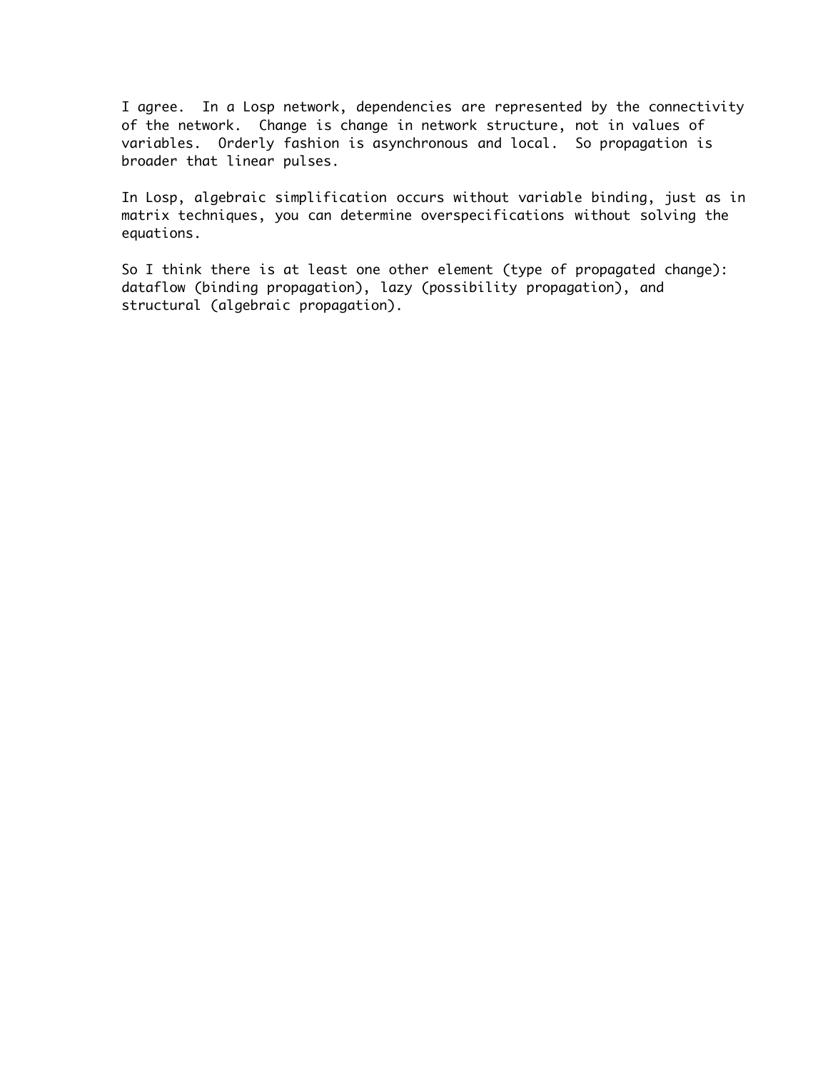I agree. In a Losp network, dependencies are represented by the connectivity of the network. Change is change in network structure, not in values of variables. Orderly fashion is asynchronous and local. So propagation is broader that linear pulses.

In Losp, algebraic simplification occurs without variable binding, just as in matrix techniques, you can determine overspecifications without solving the equations.

So I think there is at least one other element (type of propagated change): dataflow (binding propagation), lazy (possibility propagation), and structural (algebraic propagation).